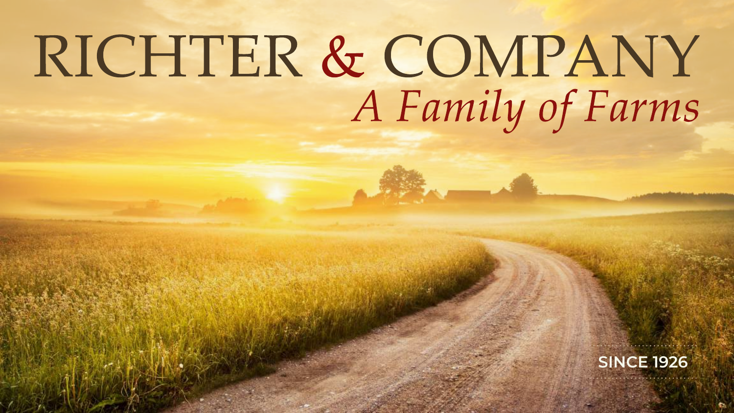# RICHTER & COMPANY

*A Family of Farms*

**SINCE 1926**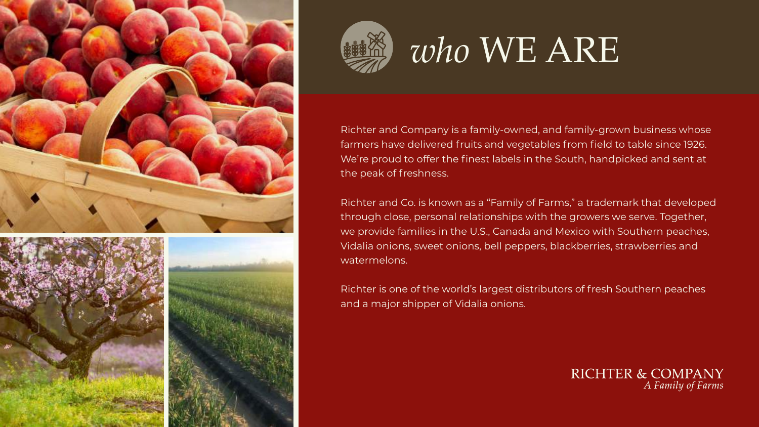# *who* WE ARE

Richter and Company is a family-owned, and family-grown business whose farmers have delivered fruits and vegetables from field to table since 1926. We're proud to offer the finest labels in the South, handpicked and sent at the peak of freshness.

Richter and Co. is known as a "Family of Farms," a trademark that developed through close, personal relationships with the growers we serve. Together, we provide families in the U.S., Canada and Mexico with Southern peaches, Vidalia onions, sweet onions, bell peppers, blackberries, strawberries and watermelons.

Richter is one of the world's largest distributors of fresh Southern peaches and a major shipper of Vidalia onions.

RICHTER & COMPANY
*A Family of Farms*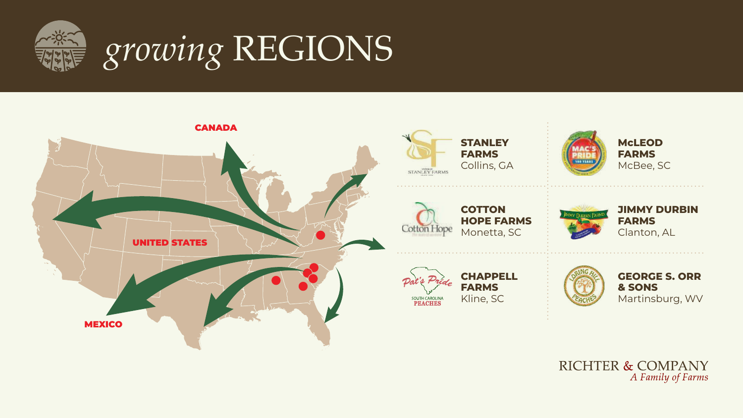# *growing* REGIONS

CANADA

UNITED STATES

MEXICO

**STANLEY FARMS**
Collins, GA

**McLEOD FARMS**
McBee, SC

**COTTON HOPE FARMS**
Monetta, SC

**JIMMY DURBIN FARMS**
Clanton, AL

**CHAPPELL FARMS**
Kline, SC

**GEORGE S. ORR & SONS**
Martinsburg, WV

RICHTER & COMPANY
*A Family of Farms*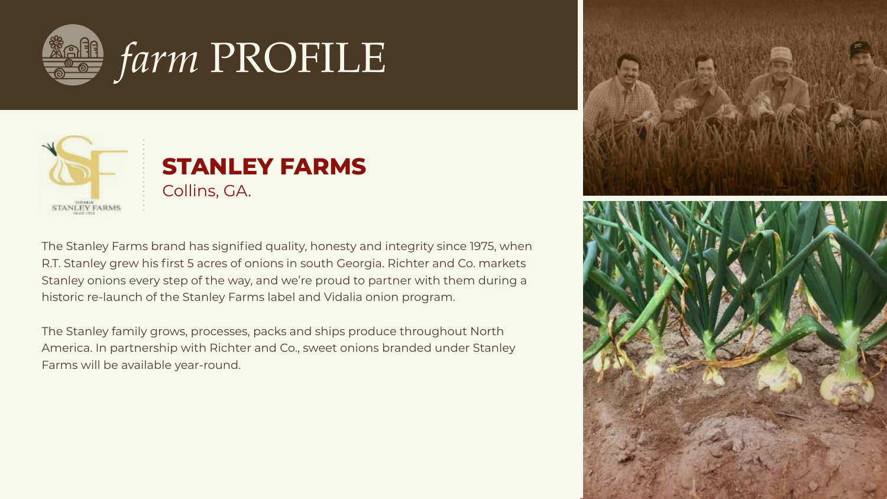# *farm* PROFILE

## STANLEY FARMS

Collins, GA.

The Stanley Farms brand has signified quality, honesty and integrity since 1975, when R.T. Stanley grew his first 5 acres of onions in south Georgia. Richter and Co. markets Stanley onions every step of the way, and we're proud to partner with them during a historic re-launch of the Stanley Farms label and Vidalia onion program.

The Stanley family grows, processes, packs and ships produce throughout North America. In partnership with Richter and Co., sweet onions branded under Stanley Farms will be available year-round.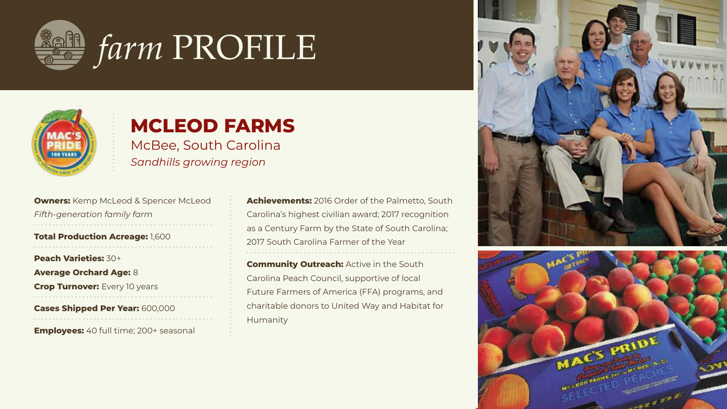# *farm* PROFILE

## MCLEOD FARMS

McBee, South Carolina

*Sandhills growing region*

**Owners:** Kemp McLeod & Spencer McLeod
*Fifth-generation family farm*

**Total Production Acreage:** 1,600

**Peach Varieties:** 30+
**Average Orchard Age:** 8
**Crop Turnover:** Every 10 years

**Cases Shipped Per Year:** 600,000

**Employees:** 40 full time; 200+ seasonal

**Achievements:** 2016 Order of the Palmetto, South Carolina's highest civilian award; 2017 recognition as a Century Farm by the State of South Carolina; 2017 South Carolina Farmer of the Year

**Community Outreach:** Active in the South Carolina Peach Council, supportive of local Future Farmers of America (FFA) programs, and charitable donors to United Way and Habitat for Humanity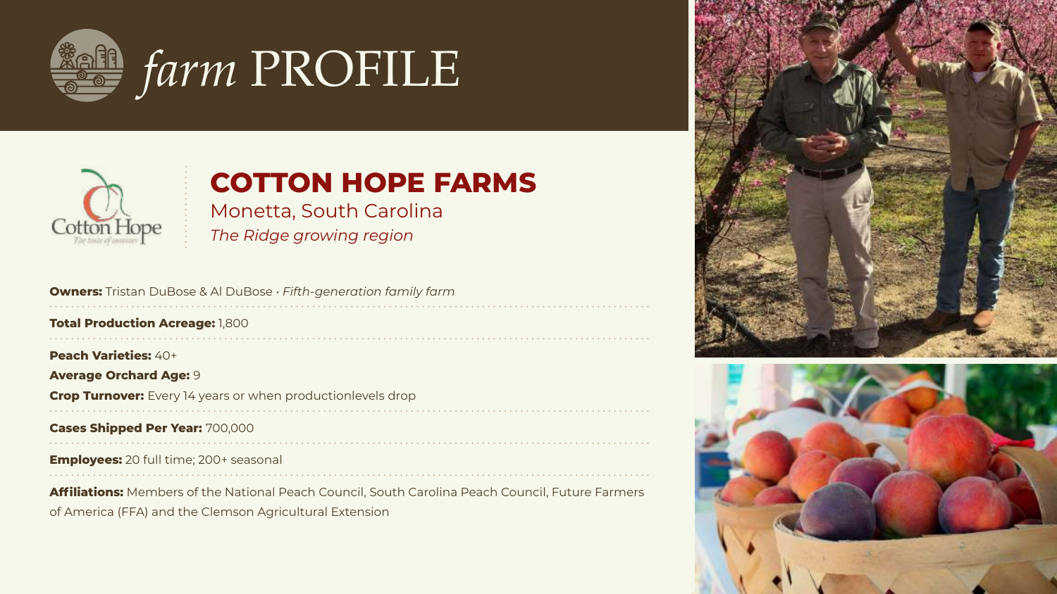# *farm* PROFILE

## COTTON HOPE FARMS

Monetta, South Carolina

*The Ridge growing region*

**Owners:** Tristan DuBose & Al DuBose • *Fifth-generation family farm*

**Total Production Acreage:** 1,800

**Peach Varieties:** 40+

**Average Orchard Age:** 9

**Crop Turnover:** Every 14 years or when productionlevels drop

**Cases Shipped Per Year:** 700,000

**Employees:** 20 full time; 200+ seasonal

**Affiliations:** Members of the National Peach Council, South Carolina Peach Council, Future Farmers of America (FFA) and the Clemson Agricultural Extension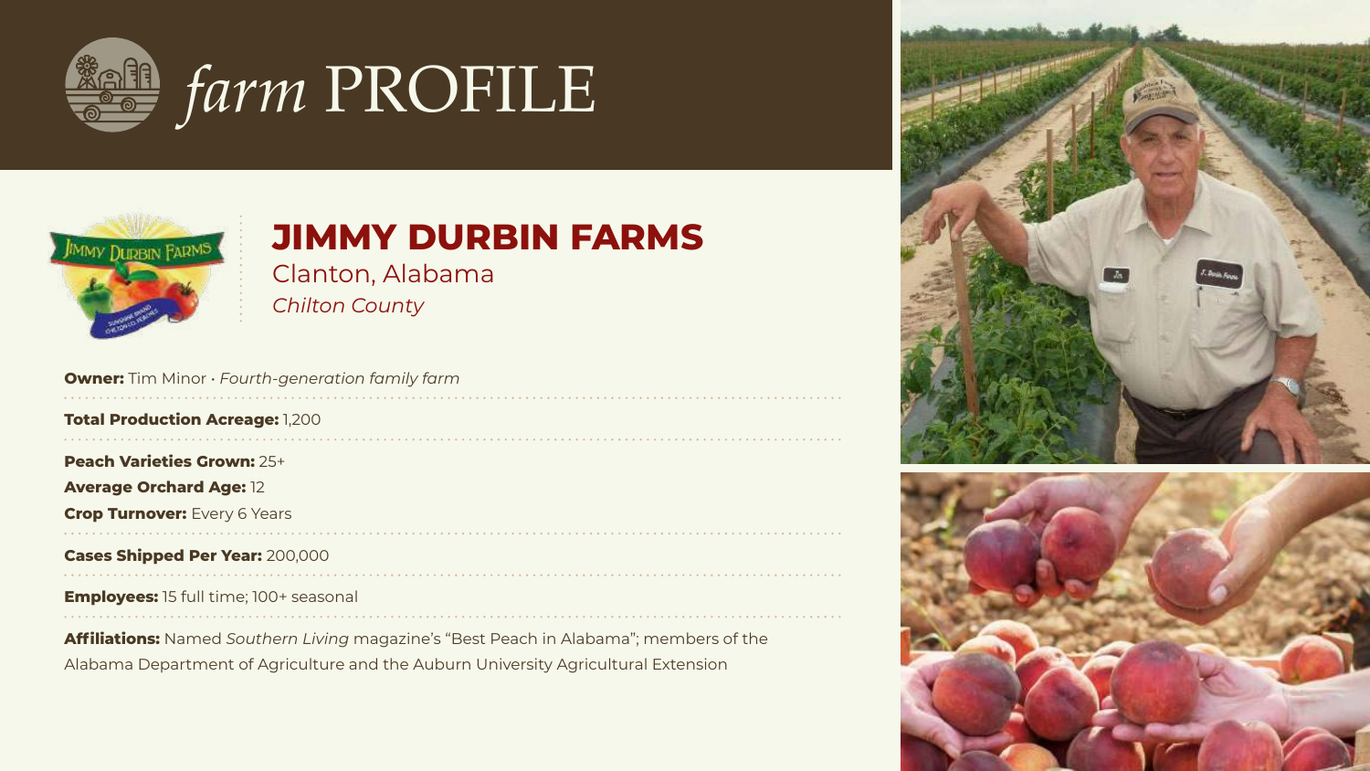# *farm* PROFILE

## JIMMY DURBIN FARMS

Clanton, Alabama

*Chilton County*

**Owner:** Tim Minor · *Fourth-generation family farm*

**Total Production Acreage:** 1,200

**Peach Varieties Grown:** 25+

**Average Orchard Age:** 12

**Crop Turnover:** Every 6 Years

**Cases Shipped Per Year:** 200,000

**Employees:** 15 full time; 100+ seasonal

**Affiliations:** Named *Southern Living* magazine's "Best Peach in Alabama"; members of the Alabama Department of Agriculture and the Auburn University Agricultural Extension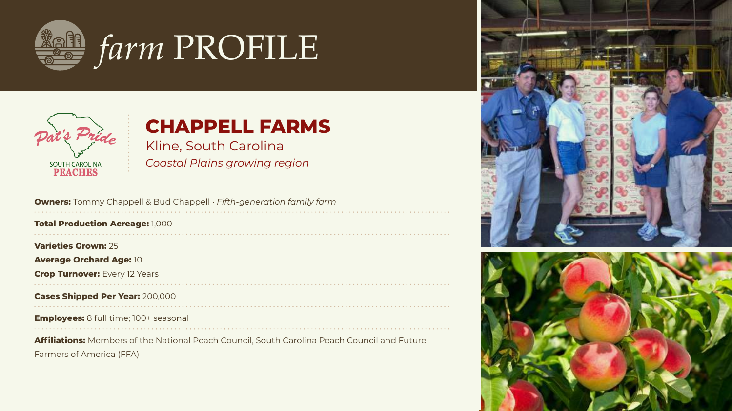# *farm* PROFILE

Pat's Pride

SOUTH CAROLINA
PEACHES

## CHAPPELL FARMS

Kline, South Carolina

*Coastal Plains growing region*

**Owners:** Tommy Chappell & Bud Chappell • *Fifth-generation family farm*

**Total Production Acreage:** 1,000

**Varieties Grown:** 25

**Average Orchard Age:** 10

**Crop Turnover:** Every 12 Years

**Cases Shipped Per Year:** 200,000

**Employees:** 8 full time; 100+ seasonal

**Affiliations:** Members of the National Peach Council, South Carolina Peach Council and Future Farmers of America (FFA)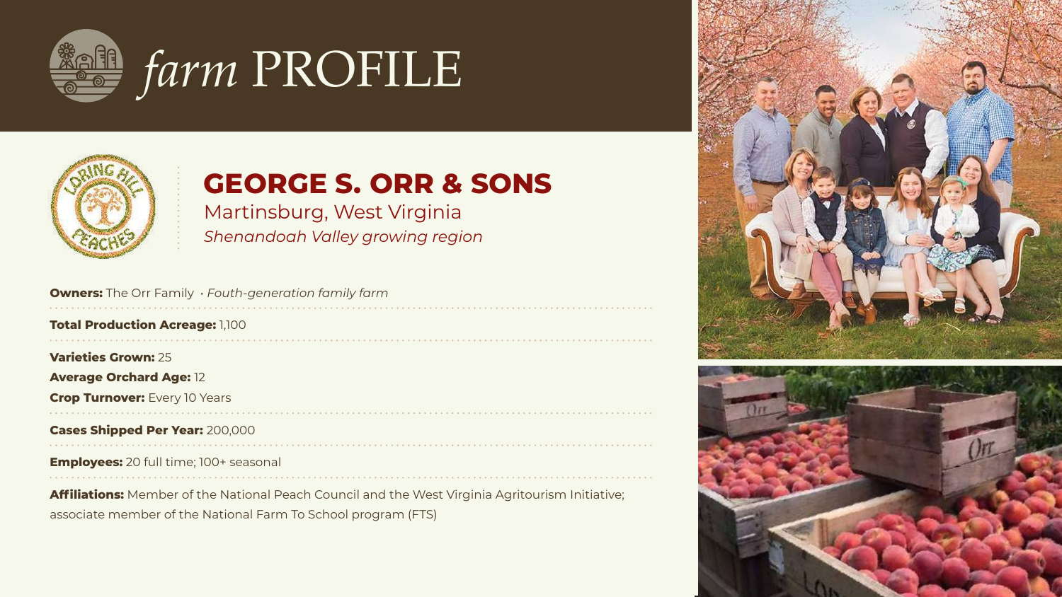# *farm* PROFILE

## GEORGE S. ORR & SONS

Martinsburg, West Virginia

*Shenandoah Valley growing region*

**Owners:** The Orr Family · *Fouth-generation family farm*

**Total Production Acreage:** 1,100

**Varieties Grown:** 25

**Average Orchard Age:** 12

**Crop Turnover:** Every 10 Years

**Cases Shipped Per Year:** 200,000

**Employees:** 20 full time; 100+ seasonal

**Affiliations:** Member of the National Peach Council and the West Virginia Agritourism Initiative; associate member of the National Farm To School program (FTS)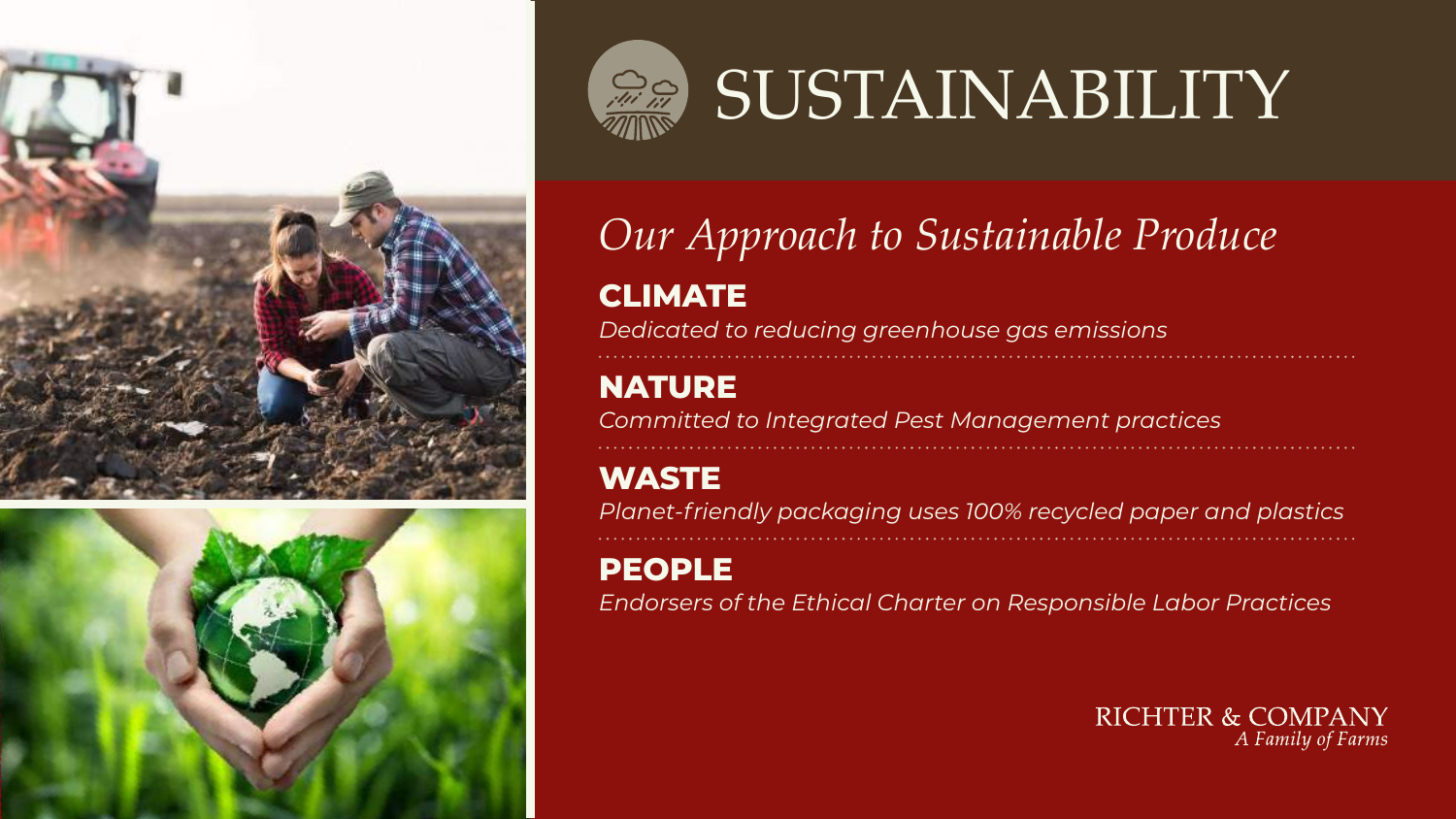# SUSTAINABILITY

## *Our Approach to Sustainable Produce*

**CLIMATE**

*Dedicated to reducing greenhouse gas emissions*

**NATURE**

*Committed to Integrated Pest Management practices*

**WASTE**

*Planet-friendly packaging uses 100% recycled paper and plastics*

**PEOPLE**

*Endorsers of the Ethical Charter on Responsible Labor Practices*

RICHTER & COMPANY
*A Family of Farms*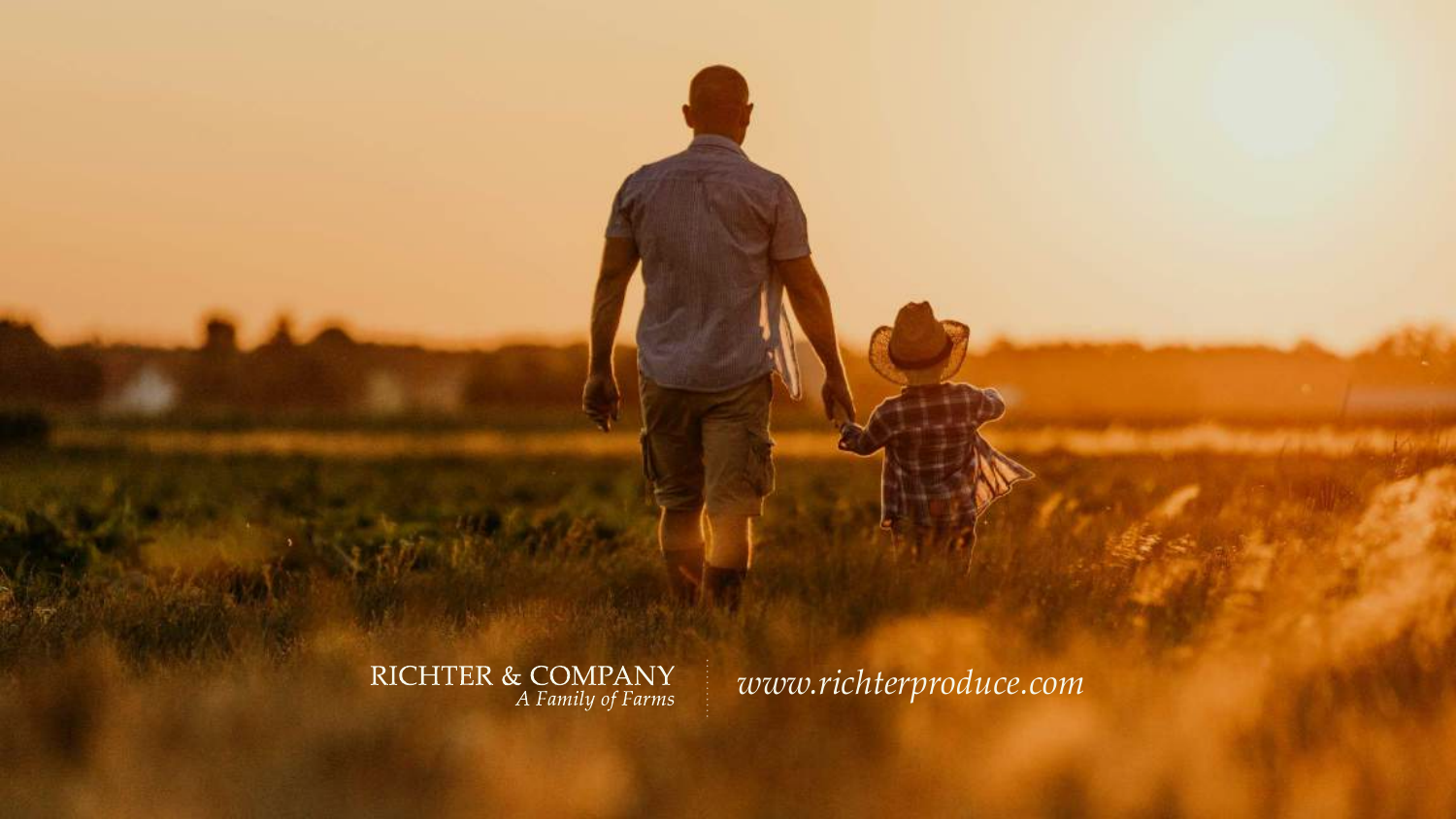RICHTER & COMPANY
*A Family of Farms*

*www.richterproduce.com*